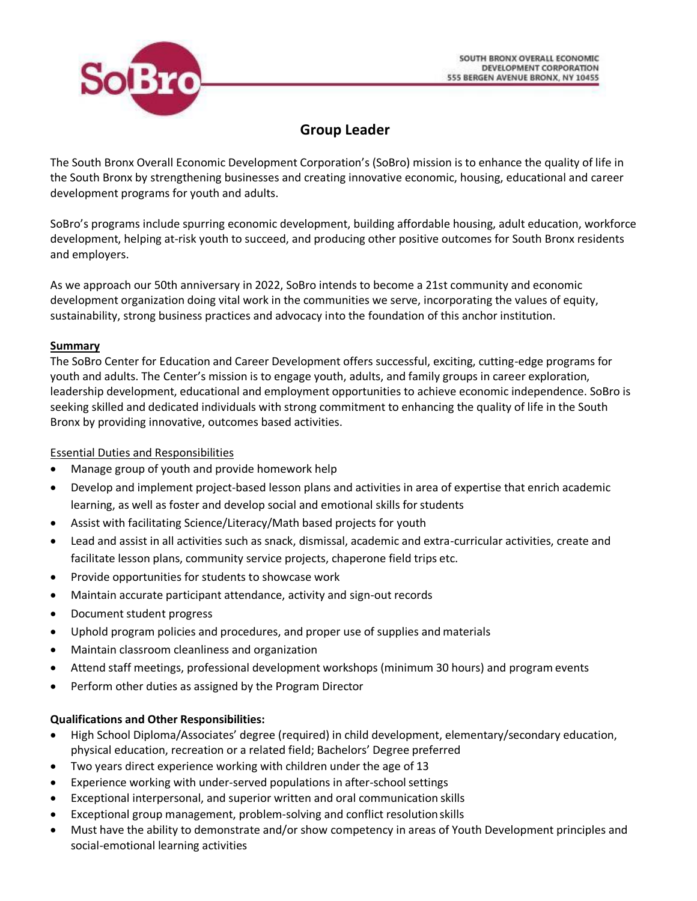SOUTH BRONX OVERALL ECONOMIC DEVELOPMENT CORPORATION
555 BERGEN AVENUE BRONX, NY 10455

# Group Leader

The South Bronx Overall Economic Development Corporation's (SoBro) mission is to enhance the quality of life in the South Bronx by strengthening businesses and creating innovative economic, housing, educational and career development programs for youth and adults.

SoBro's programs include spurring economic development, building affordable housing, adult education, workforce development, helping at-risk youth to succeed, and producing other positive outcomes for South Bronx residents and employers.

As we approach our 50th anniversary in 2022, SoBro intends to become a 21st community and economic development organization doing vital work in the communities we serve, incorporating the values of equity, sustainability, strong business practices and advocacy into the foundation of this anchor institution.

**Summary**

The SoBro Center for Education and Career Development offers successful, exciting, cutting-edge programs for youth and adults. The Center's mission is to engage youth, adults, and family groups in career exploration, leadership development, educational and employment opportunities to achieve economic independence. SoBro is seeking skilled and dedicated individuals with strong commitment to enhancing the quality of life in the South Bronx by providing innovative, outcomes based activities.

Essential Duties and Responsibilities

- Manage group of youth and provide homework help
- Develop and implement project-based lesson plans and activities in area of expertise that enrich academic learning, as well as foster and develop social and emotional skills for students
- Assist with facilitating Science/Literacy/Math based projects for youth
- Lead and assist in all activities such as snack, dismissal, academic and extra-curricular activities, create and facilitate lesson plans, community service projects, chaperone field trips etc.
- Provide opportunities for students to showcase work
- Maintain accurate participant attendance, activity and sign-out records
- Document student progress
- Uphold program policies and procedures, and proper use of supplies and materials
- Maintain classroom cleanliness and organization
- Attend staff meetings, professional development workshops (minimum 30 hours) and program events
- Perform other duties as assigned by the Program Director

**Qualifications and Other Responsibilities:**

- High School Diploma/Associates' degree (required) in child development, elementary/secondary education, physical education, recreation or a related field; Bachelors' Degree preferred
- Two years direct experience working with children under the age of 13
- Experience working with under-served populations in after-school settings
- Exceptional interpersonal, and superior written and oral communication skills
- Exceptional group management, problem-solving and conflict resolution skills
- Must have the ability to demonstrate and/or show competency in areas of Youth Development principles and social-emotional learning activities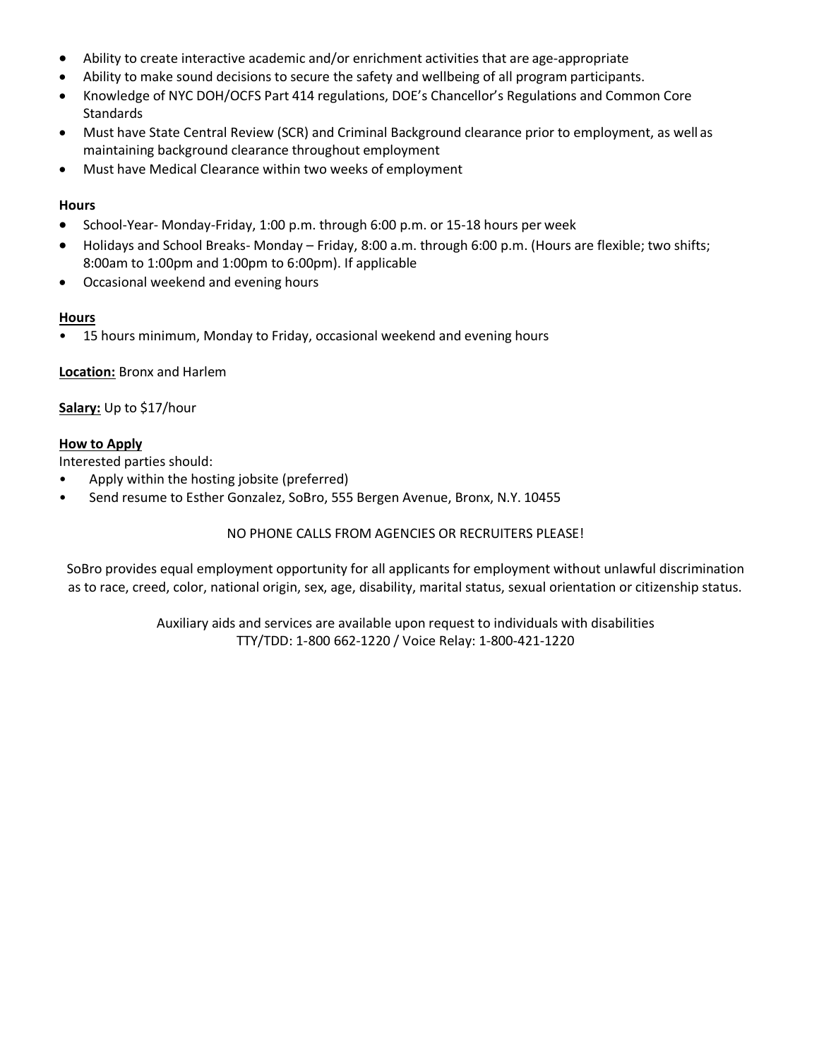- Ability to create interactive academic and/or enrichment activities that are age-appropriate
- Ability to make sound decisions to secure the safety and wellbeing of all program participants.
- Knowledge of NYC DOH/OCFS Part 414 regulations, DOE's Chancellor's Regulations and Common Core Standards
- Must have State Central Review (SCR) and Criminal Background clearance prior to employment, as well as maintaining background clearance throughout employment
- Must have Medical Clearance within two weeks of employment

**Hours**

- School-Year- Monday-Friday, 1:00 p.m. through 6:00 p.m. or 15-18 hours per week
- Holidays and School Breaks- Monday – Friday, 8:00 a.m. through 6:00 p.m. (Hours are flexible; two shifts; 8:00am to 1:00pm and 1:00pm to 6:00pm). If applicable
- Occasional weekend and evening hours

**<u>Hours</u>**

- 15 hours minimum, Monday to Friday, occasional weekend and evening hours

**<u>Location:</u>** Bronx and Harlem

**<u>Salary:</u>** Up to $17/hour

**<u>How to Apply</u>**

Interested parties should:

- Apply within the hosting jobsite (preferred)
- Send resume to Esther Gonzalez, SoBro, 555 Bergen Avenue, Bronx, N.Y. 10455

NO PHONE CALLS FROM AGENCIES OR RECRUITERS PLEASE!

SoBro provides equal employment opportunity for all applicants for employment without unlawful discrimination as to race, creed, color, national origin, sex, age, disability, marital status, sexual orientation or citizenship status.

Auxiliary aids and services are available upon request to individuals with disabilities
TTY/TDD: 1-800 662-1220 / Voice Relay: 1-800-421-1220